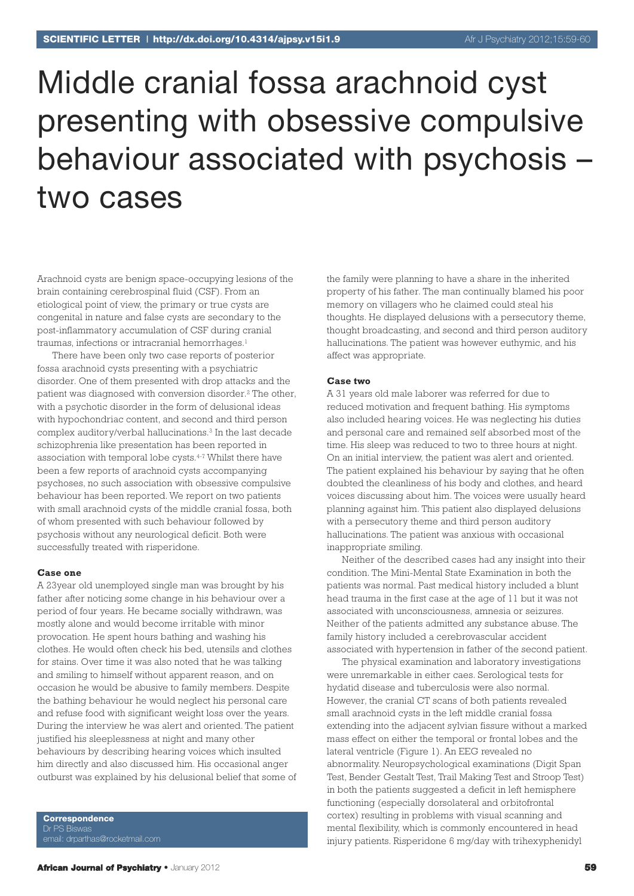# Middle cranial fossa arachnoid cyst presenting with obsessive compulsive behaviour associated with psychosis – two cases

Arachnoid cysts are benign space-occupying lesions of the brain containing cerebrospinal fluid (CSF). From an etiological point of view, the primary or true cysts are congenital in nature and false cysts are secondary to the post-inflammatory accumulation of CSF during cranial traumas, infections or intracranial hemorrhages.[1]

There have been only two case reports of posterior fossa arachnoid cysts presenting with a psychiatric disorder. One of them presented with drop attacks and the patient was diagnosed with conversion disorder.[2] The other, with a psychotic disorder in the form of delusional ideas with hypochondriac content, and second and third person complex auditory/verbal hallucinations.[3] In the last decade schizophrenia like presentation has been reported in association with temporal lobe cysts.[4-7] Whilst there have been a few reports of arachnoid cysts accompanying psychoses, no such association with obsessive compulsive behaviour has been reported. We report on two patients with small arachnoid cysts of the middle cranial fossa, both of whom presented with such behaviour followed by psychosis without any neurological deficit. Both were successfully treated with risperidone.

### Case one

A 23year old unemployed single man was brought by his father after noticing some change in his behaviour over a period of four years. He became socially withdrawn, was mostly alone and would become irritable with minor provocation. He spent hours bathing and washing his clothes. He would often check his bed, utensils and clothes for stains. Over time it was also noted that he was talking and smiling to himself without apparent reason, and on occasion he would be abusive to family members. Despite the bathing behaviour he would neglect his personal care and refuse food with significant weight loss over the years. During the interview he was alert and oriented. The patient justified his sleeplessness at night and many other behaviours by describing hearing voices which insulted him directly and also discussed him. His occasional anger outburst was explained by his delusional belief that some of the family were planning to have a share in the inherited property of his father. The man continually blamed his poor memory on villagers who he claimed could steal his thoughts. He displayed delusions with a persecutory theme, thought broadcasting, and second and third person auditory hallucinations. The patient was however euthymic, and his affect was appropriate.

### Case two

A 31 years old male laborer was referred for due to reduced motivation and frequent bathing. His symptoms also included hearing voices. He was neglecting his duties and personal care and remained self absorbed most of the time. His sleep was reduced to two to three hours at night. On an initial interview, the patient was alert and oriented. The patient explained his behaviour by saying that he often doubted the cleanliness of his body and clothes, and heard voices discussing about him. The voices were usually heard planning against him. This patient also displayed delusions with a persecutory theme and third person auditory hallucinations. The patient was anxious with occasional inappropriate smiling.

Neither of the described cases had any insight into their condition. The Mini-Mental State Examination in both the patients was normal. Past medical history included a blunt head trauma in the first case at the age of 11 but it was not associated with unconsciousness, amnesia or seizures. Neither of the patients admitted any substance abuse. The family history included a cerebrovascular accident associated with hypertension in father of the second patient.

The physical examination and laboratory investigations were unremarkable in either caes. Serological tests for hydatid disease and tuberculosis were also normal. However, the cranial CT scans of both patients revealed small arachnoid cysts in the left middle cranial fossa extending into the adjacent sylvian fissure without a marked mass effect on either the temporal or frontal lobes and the lateral ventricle (Figure 1). An EEG revealed no abnormality. Neuropsychological examinations (Digit Span Test, Bender Gestalt Test, Trail Making Test and Stroop Test) in both the patients suggested a deficit in left hemisphere functioning (especially dorsolateral and orbitofrontal cortex) resulting in problems with visual scanning and mental flexibility, which is commonly encountered in head injury patients. Risperidone 6 mg/day with trihexyphenidyl

**Correspondence**
Dr PS Biswas
email: drparthas@rocketmail.com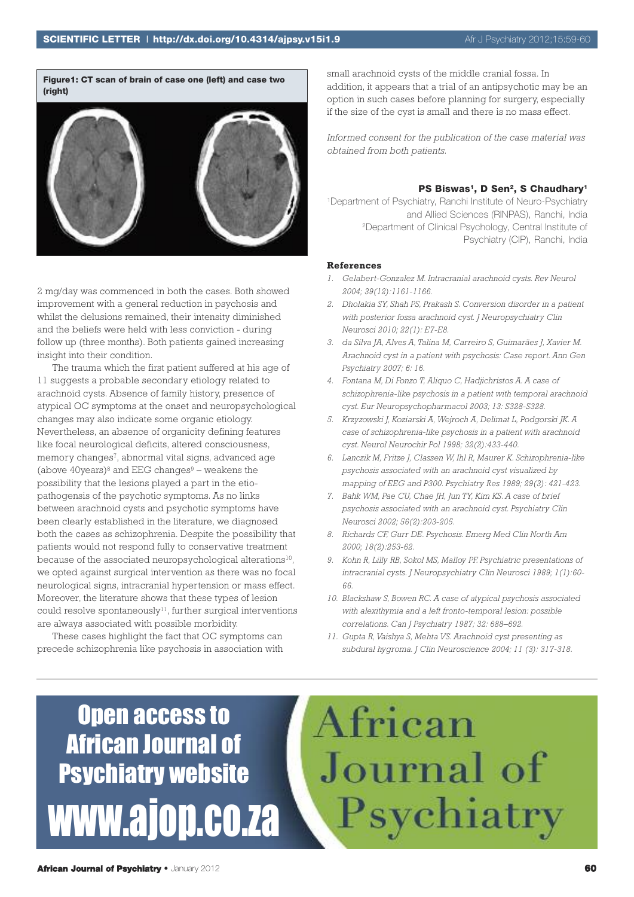**Figure1: CT scan of brain of case one (left) and case two (right)**

2 mg/day was commenced in both the cases. Both showed improvement with a general reduction in psychosis and whilst the delusions remained, their intensity diminished and the beliefs were held with less conviction - during follow up (three months). Both patients gained increasing insight into their condition.

The trauma which the first patient suffered at his age of 11 suggests a probable secondary etiology related to arachnoid cysts. Absence of family history, presence of atypical OC symptoms at the onset and neuropsychological changes may also indicate some organic etiology. Nevertheless, an absence of organicity defining features like focal neurological deficits, altered consciousness, memory changes[7], abnormal vital signs, advanced age (above 40years)[8] and EEG changes[9] – weakens the possibility that the lesions played a part in the etio-pathogensis of the psychotic symptoms. As no links between arachnoid cysts and psychotic symptoms have been clearly established in the literature, we diagnosed both the cases as schizophrenia. Despite the possibility that patients would not respond fully to conservative treatment because of the associated neuropsychological alterations[10], we opted against surgical intervention as there was no focal neurological signs, intracranial hypertension or mass effect. Moreover, the literature shows that these types of lesion could resolve spontaneously[11], further surgical interventions are always associated with possible morbidity.

These cases highlight the fact that OC symptoms can precede schizophrenia like psychosis in association with small arachnoid cysts of the middle cranial fossa. In addition, it appears that a trial of an antipsychotic may be an option in such cases before planning for surgery, especially if the size of the cyst is small and there is no mass effect.

*Informed consent for the publication of the case material was obtained from both patients.*

**PS Biswas[1], D Sen[2], S Chaudhary[1]**

[1]Department of Psychiatry, Ranchi Institute of Neuro-Psychiatry and Allied Sciences (RINPAS), Ranchi, India
[2]Department of Clinical Psychology, Central Institute of Psychiatry (CIP), Ranchi, India

## References

1. *Gelabert-Gonzalez M. Intracranial arachnoid cysts. Rev Neurol 2004; 39(12):1161-1166.*
2. *Dholakia SY, Shah PS, Prakash S. Conversion disorder in a patient with posterior fossa arachnoid cyst. J Neuropsychiatry Clin Neurosci 2010; 22(1): E7-E8.*
3. *da Silva JA, Alves A, Talina M, Carreiro S, Guimarães J, Xavier M. Arachnoid cyst in a patient with psychosis: Case report. Ann Gen Psychiatry 2007; 6: 16.*
4. *Fontana M, Di Fonzo T, Aliquo C, Hadjichristos A. A case of schizophrenia-like psychosis in a patient with temporal arachnoid cyst. Eur Neuropsychopharmacol 2003; 13: S328-S328.*
5. *Krzyzowski J, Koziarski A, Wejroch A, Delimat L, Podgorski JK. A case of schizophrenia-like psychosis in a patient with arachnoid cyst. Neurol Neurochir Pol 1998; 32(2):433-440.*
6. *Lanczik M, Fritze J, Classen W, Ihl R, Maurer K. Schizophrenia-like psychosis associated with an arachnoid cyst visualized by mapping of EEG and P300. Psychiatry Res 1989; 29(3): 421-423.*
7. *Bahk WM, Pae CU, Chae JH, Jun TY, Kim KS. A case of brief psychosis associated with an arachnoid cyst. Psychiatry Clin Neurosci 2002; 56(2):203-205.*
8. *Richards CF, Gurr DE. Psychosis. Emerg Med Clin North Am 2000; 18(2):253-62.*
9. *Kohn R, Lilly RB, Sokol MS, Malloy PF. Psychiatric presentations of intracranial cysts. J Neuropsychiatry Clin Neurosci 1989; 1(1):60-66.*
10. *Blackshaw S, Bowen RC. A case of atypical psychosis associated with alexithymia and a left fronto-temporal lesion: possible correlations. Can J Psychiatry 1987; 32: 688–692.*
11. *Gupta R, Vaishya S, Mehta VS. Arachnoid cyst presenting as subdural hygroma. J Clin Neuroscience 2004; 11 (3): 317-318.*

Open access to African Journal of Psychiatry website
www.ajop.co.za

African Journal of Psychiatry